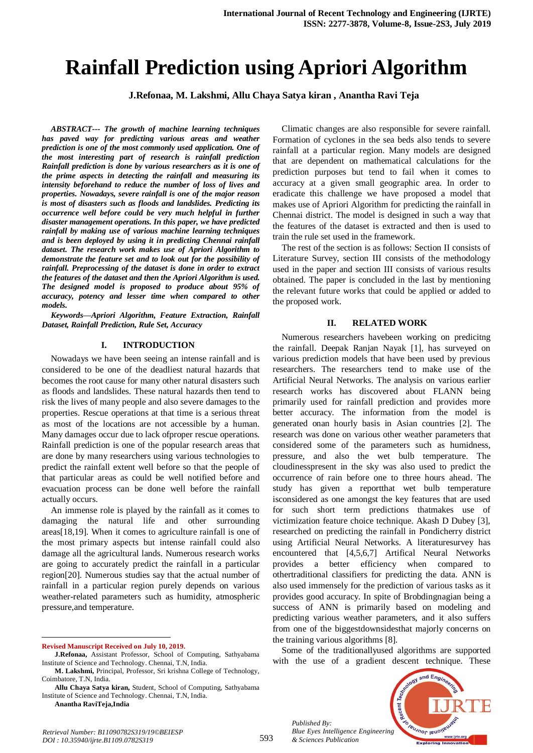# Rainfall Prediction using Apriori Algorithm

**J.Refonaa, M. Lakshmi, Allu Chaya Satya kiran , Anantha Ravi Teja**

***ABSTRACT--- The growth of machine learning techniques has paved way for predicting various areas and weather prediction is one of the most commonly used application. One of the most interesting part of research is rainfall prediction Rainfall prediction is done by various researchers as it is one of the prime aspects in detecting the rainfall and measuring its intensity beforehand to reduce the number of loss of lives and properties. Nowadays, severe rainfall is one of the major reason is most of disasters such as floods and landslides. Predicting its occurrence well before could be very much helpful in further disaster management operations. In this paper, we have predicted rainfall by making use of various machine learning techniques and is been deployed by using it in predicting Chennai rainfall dataset. The research work makes use of Apriori Algorithm to demonstrate the feature set and to look out for the possibility of rainfall. Preprocessing of the dataset is done in order to extract the features of the dataset and then the Apriori Algorithm is used. The designed model is proposed to produce about 95% of accuracy, potency and lesser time when compared to other models.***

***Keywords—Apriori Algorithm, Feature Extraction, Rainfall Dataset, Rainfall Prediction, Rule Set, Accuracy***

## I. INTRODUCTION

Nowadays we have been seeing an intense rainfall and is considered to be one of the deadliest natural hazards that becomes the root cause for many other natural disasters such as floods and landslides. These natural hazards then tend to risk the lives of many people and also severe damages to the properties. Rescue operations at that time is a serious threat as most of the locations are not accessible by a human. Many damages occur due to lack ofproper rescue operations. Rainfall prediction is one of the popular research areas that are done by many researchers using various technologies to predict the rainfall extent well before so that the people of that particular areas as could be well notified before and evacuation process can be done well before the rainfall actually occurs.

An immense role is played by the rainfall as it comes to damaging the natural life and other surrounding areas[18,19]. When it comes to agriculture rainfall is one of the most primary aspects but intense rainfall could also damage all the agricultural lands. Numerous research works are going to accurately predict the rainfall in a particular region[20]. Numerous studies say that the actual number of rainfall in a particular region purely depends on various weather-related parameters such as humidity, atmospheric pressure,and temperature.

Climatic changes are also responsible for severe rainfall. Formation of cyclones in the sea beds also tends to severe rainfall at a particular region. Many models are designed that are dependent on mathematical calculations for the prediction purposes but tend to fail when it comes to accuracy at a given small geographic area. In order to eradicate this challenge we have proposed a model that makes use of Apriori Algorithm for predicting the rainfall in Chennai district. The model is designed in such a way that the features of the dataset is extracted and then is used to train the rule set used in the framework.

The rest of the section is as follows: Section II consists of Literature Survey, section III consists of the methodology used in the paper and section III consists of various results obtained. The paper is concluded in the last by mentioning the relevant future works that could be applied or added to the proposed work.

## II. RELATED WORK

Numerous researchers havebeen working on predicitng the rainfall. Deepak Ranjan Nayak [1], has surveyed on various prediction models that have been used by previous researchers. The researchers tend to make use of the Artificial Neural Networks. The analysis on various earlier research works has discovered about FLANN being primarily used for rainfall prediction and provides more better accuracy. The information from the model is generated onan hourly basis in Asian countries [2]. The research was done on various other weather parameters that considered some of the parameters such as humidness, pressure, and also the wet bulb temperature. The cloudinesspresent in the sky was also used to predict the occurrence of rain before one to three hours ahead. The study has given a reportthat wet bulb temperature isconsidered as one amongst the key features that are used for such short term predictions thatmakes use of victimization feature choice technique. Akash D Dubey [3], researched on predicting the rainfall in Pondicherry district using Artificial Neural Networks. A literaturesurvey has encountered that [4,5,6,7] Artifical Neural Networks provides a better efficiency when compared to othertraditional classifiers for predicting the data. ANN is also used immensely for the prediction of various tasks as it provides good accuracy. In spite of Brobdingnagian being a success of ANN is primarily based on modeling and predicting various weather parameters, and it also suffers from one of the biggestdownsidesthat majorly concerns on the training various algorithms [8].

Some of the traditionallyused algorithms are supported with the use of a gradient descent technique. These

---

**Revised Manuscript Received on July 10, 2019.**

**J.Refonaa,** Assistant Professor, School of Computing, Sathyabama Institute of Science and Technology. Chennai, T.N, India.

**M. Lakshmi,** Principal, Professor, Sri krishna College of Technology, Coimbatore, T.N, India.

**Allu Chaya Satya kiran,** Student, School of Computing, Sathyabama Institute of Science and Technology. Chennai, T.N, India.

**Anantha RaviTeja,India**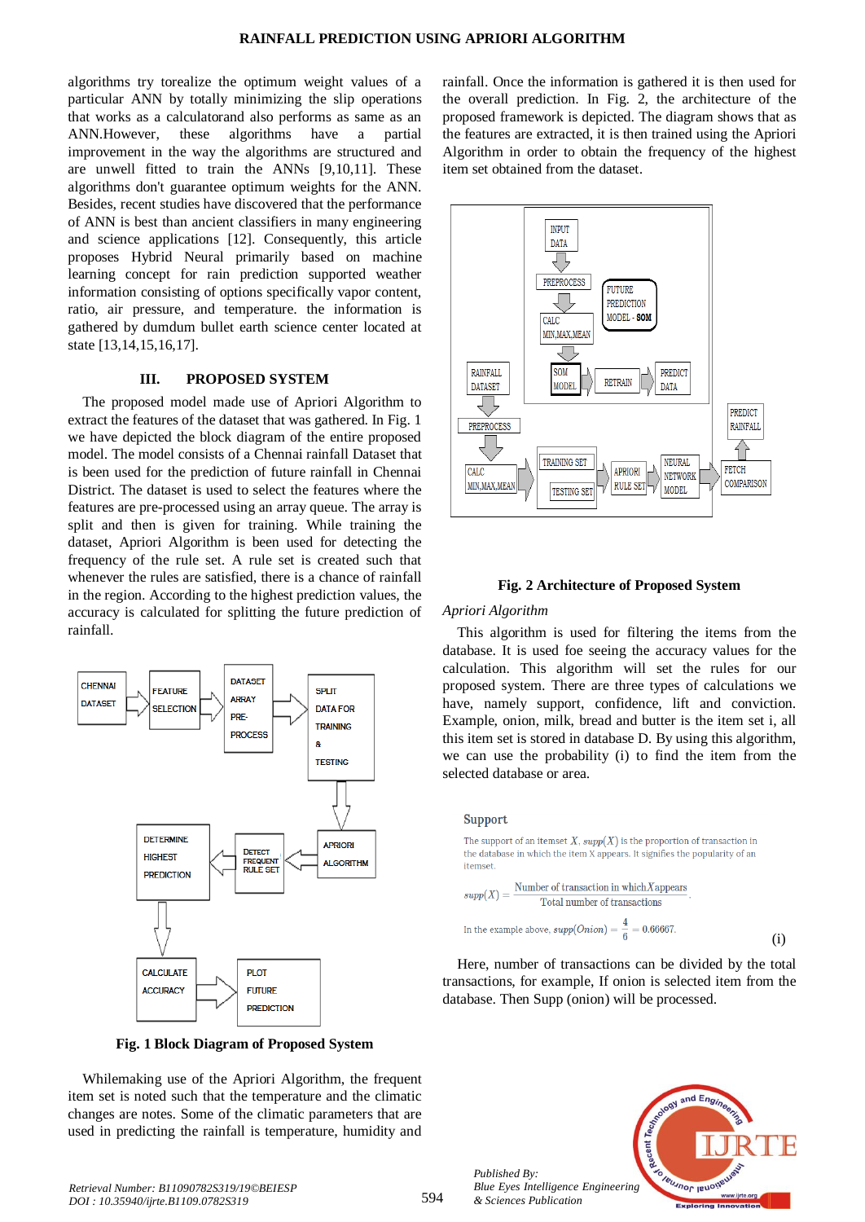algorithms try torealize the optimum weight values of a particular ANN by totally minimizing the slip operations that works as a calculatorand also performs as same as an ANN.However, these algorithms have a partial improvement in the way the algorithms are structured and are unwell fitted to train the ANNs [9,10,11]. These algorithms don't guarantee optimum weights for the ANN. Besides, recent studies have discovered that the performance of ANN is best than ancient classifiers in many engineering and science applications [12]. Consequently, this article proposes Hybrid Neural primarily based on machine learning concept for rain prediction supported weather information consisting of options specifically vapor content, ratio, air pressure, and temperature. the information is gathered by dumdum bullet earth science center located at state [13,14,15,16,17].

## III. PROPOSED SYSTEM

The proposed model made use of Apriori Algorithm to extract the features of the dataset that was gathered. In Fig. 1 we have depicted the block diagram of the entire proposed model. The model consists of a Chennai rainfall Dataset that is been used for the prediction of future rainfall in Chennai District. The dataset is used to select the features where the features are pre-processed using an array queue. The array is split and then is given for training. While training the dataset, Apriori Algorithm is been used for detecting the frequency of the rule set. A rule set is created such that whenever the rules are satisfied, there is a chance of rainfall in the region. According to the highest prediction values, the accuracy is calculated for splitting the future prediction of rainfall.

CHENNAI DATASET → FEATURE SELECTION → DATASET ARRAY PRE-PROCESS → SPLIT DATA FOR TRAINING & TESTING → APRIORI ALGORITHM → DETECT FREQUENT RULE SET → DETERMINE HIGHEST PREDICTION → CALCULATE ACCURACY → PLOT FUTURE PREDICTION

**Fig. 1 Block Diagram of Proposed System**

Whilemaking use of the Apriori Algorithm, the frequent item set is noted such that the temperature and the climatic changes are notes. Some of the climatic parameters that are used in predicting the rainfall is temperature, humidity and rainfall. Once the information is gathered it is then used for the overall prediction. In Fig. 2, the architecture of the proposed framework is depicted. The diagram shows that as the features are extracted, it is then trained using the Apriori Algorithm in order to obtain the frequency of the highest item set obtained from the dataset.

INPUT DATA → PREPROCESS → CALC MIN,MAX,MEAN → SOM MODEL → RETRAIN → PREDICT DATA; FUTURE PREDICTION MODEL - SOM

RAINFALL DATASET → PREPROCESS → CALC MIN,MAX,MEAN → TRAINING SET / TESTING SET → APRIORI RULE SET → NEURAL NETWORK MODEL → FETCH COMPARISON → PREDICT RAINFALL

**Fig. 2 Architecture of Proposed System**

*Apriori Algorithm*

This algorithm is used for filtering the items from the database. It is used foe seeing the accuracy values for the calculation. This algorithm will set the rules for our proposed system. There are three types of calculations we have, namely support, confidence, lift and conviction. Example, onion, milk, bread and butter is the item set i, all this item set is stored in database D. By using this algorithm, we can use the probability (i) to find the item from the selected database or area.

**Support**

The support of an itemset $X$, $supp(X)$ is the proportion of transaction in the database in which the item X appears. It signifies the popularity of an itemset.

$$supp(X) = \frac{\text{Number of transaction in which } X \text{ appears}}{\text{Total number of transactions}}$$

In the example above, $supp(Onion) = \frac{4}{6} = 0.66667$. (i)

Here, number of transactions can be divided by the total transactions, for example, If onion is selected item from the database. Then Supp (onion) will be processed.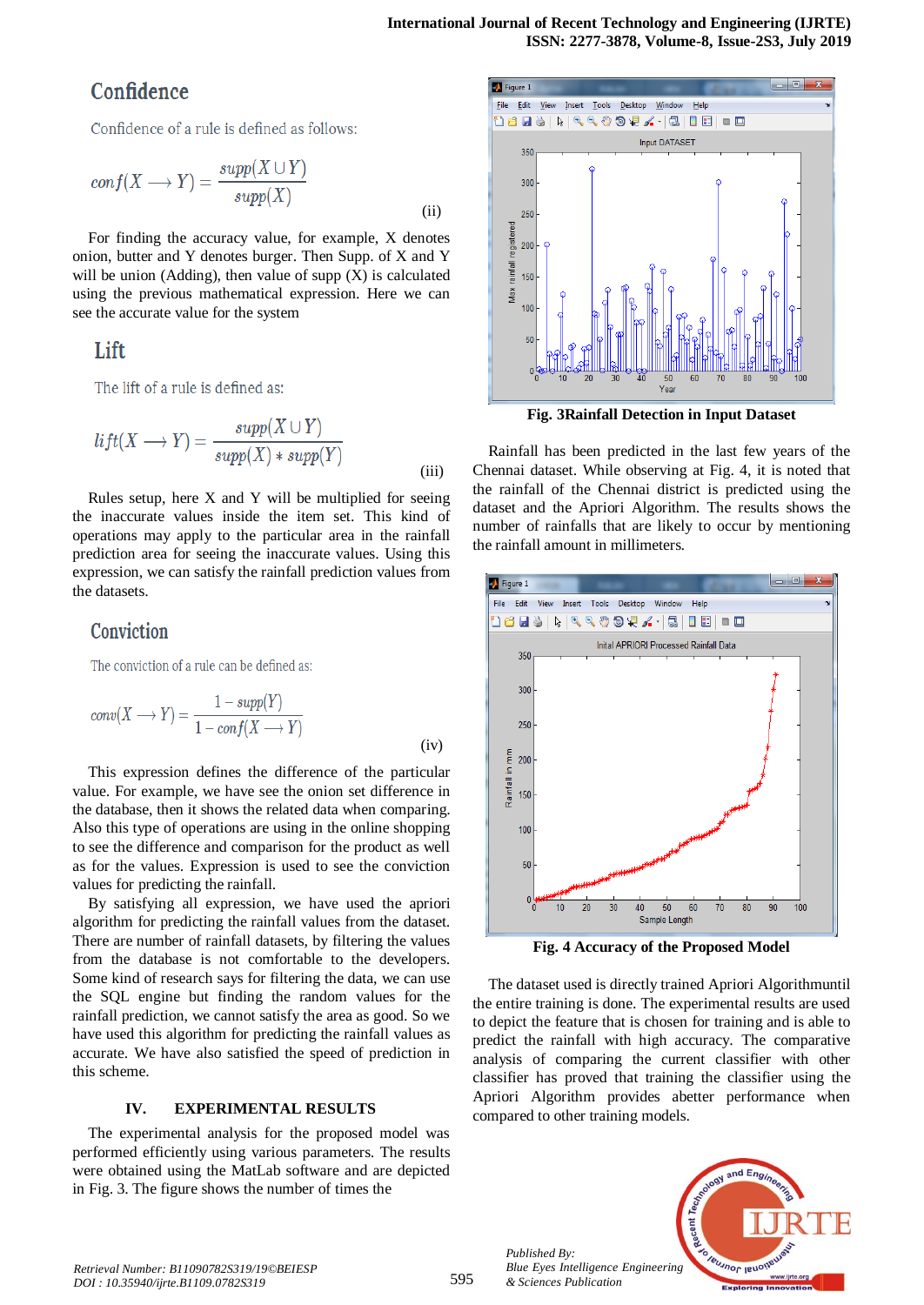## Confidence

Confidence of a rule is defined as follows:

$$conf(X \longrightarrow Y) = \frac{supp(X \cup Y)}{supp(X)} \quad \text{(ii)}$$

For finding the accuracy value, for example, X denotes onion, butter and Y denotes burger. Then Supp. of X and Y will be union (Adding), then value of supp (X) is calculated using the previous mathematical expression. Here we can see the accurate value for the system

## Lift

The lift of a rule is defined as:

$$lift(X \longrightarrow Y) = \frac{supp(X \cup Y)}{supp(X) * supp(Y)} \quad \text{(iii)}$$

Rules setup, here X and Y will be multiplied for seeing the inaccurate values inside the item set. This kind of operations may apply to the particular area in the rainfall prediction area for seeing the inaccurate values. Using this expression, we can satisfy the rainfall prediction values from the datasets.

## Conviction

The conviction of a rule can be defined as:

$$conv(X \longrightarrow Y) = \frac{1 - supp(Y)}{1 - conf(X \longrightarrow Y)} \quad \text{(iv)}$$

This expression defines the difference of the particular value. For example, we have see the onion set difference in the database, then it shows the related data when comparing. Also this type of operations are using in the online shopping to see the difference and comparison for the product as well as for the values. Expression is used to see the conviction values for predicting the rainfall.

By satisfying all expression, we have used the apriori algorithm for predicting the rainfall values from the dataset. There are number of rainfall datasets, by filtering the values from the database is not comfortable to the developers. Some kind of research says for filtering the data, we can use the SQL engine but finding the random values for the rainfall prediction, we cannot satisfy the area as good. So we have used this algorithm for predicting the rainfall values as accurate. We have also satisfied the speed of prediction in this scheme.

## IV. EXPERIMENTAL RESULTS

The experimental analysis for the proposed model was performed efficiently using various parameters. The results were obtained using the MatLab software and are depicted in Fig. 3. The figure shows the number of times the

**Fig. 3Rainfall Detection in Input Dataset**

Rainfall has been predicted in the last few years of the Chennai dataset. While observing at Fig. 4, it is noted that the rainfall of the Chennai district is predicted using the dataset and the Apriori Algorithm. The results shows the number of rainfalls that are likely to occur by mentioning the rainfall amount in millimeters.

**Fig. 4 Accuracy of the Proposed Model**

The dataset used is directly trained Apriori Algorithmuntil the entire training is done. The experimental results are used to depict the feature that is chosen for training and is able to predict the rainfall with high accuracy. The comparative analysis of comparing the current classifier with other classifier has proved that training the classifier using the Apriori Algorithm provides abetter performance when compared to other training models.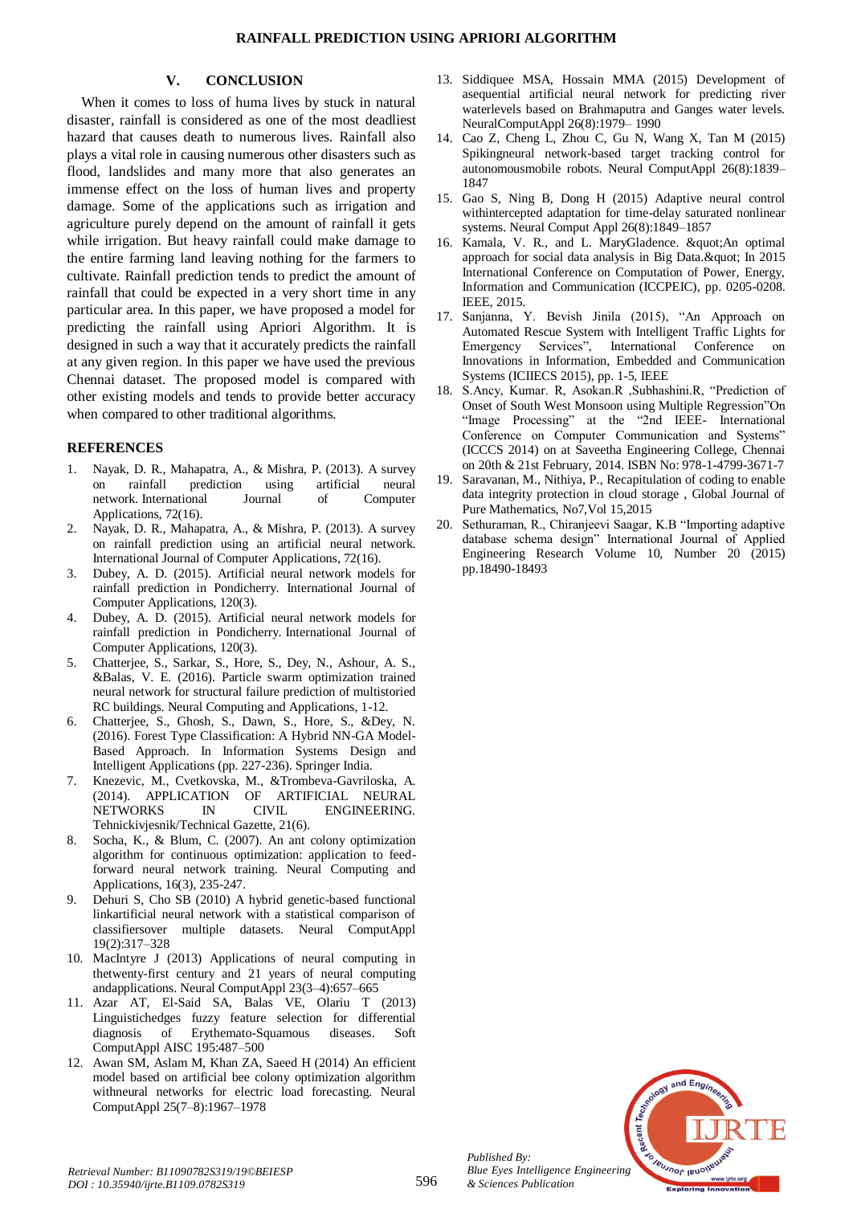## V. CONCLUSION

When it comes to loss of huma lives by stuck in natural disaster, rainfall is considered as one of the most deadliest hazard that causes death to numerous lives. Rainfall also plays a vital role in causing numerous other disasters such as flood, landslides and many more that also generates an immense effect on the loss of human lives and property damage. Some of the applications such as irrigation and agriculture purely depend on the amount of rainfall it gets while irrigation. But heavy rainfall could make damage to the entire farming land leaving nothing for the farmers to cultivate. Rainfall prediction tends to predict the amount of rainfall that could be expected in a very short time in any particular area. In this paper, we have proposed a model for predicting the rainfall using Apriori Algorithm. It is designed in such a way that it accurately predicts the rainfall at any given region. In this paper we have used the previous Chennai dataset. The proposed model is compared with other existing models and tends to provide better accuracy when compared to other traditional algorithms.

## REFERENCES

1. Nayak, D. R., Mahapatra, A., & Mishra, P. (2013). A survey on rainfall prediction using artificial neural network. International Journal of Computer Applications, 72(16).
2. Nayak, D. R., Mahapatra, A., & Mishra, P. (2013). A survey on rainfall prediction using an artificial neural network. International Journal of Computer Applications, 72(16).
3. Dubey, A. D. (2015). Artificial neural network models for rainfall prediction in Pondicherry. International Journal of Computer Applications, 120(3).
4. Dubey, A. D. (2015). Artificial neural network models for rainfall prediction in Pondicherry. International Journal of Computer Applications, 120(3).
5. Chatterjee, S., Sarkar, S., Hore, S., Dey, N., Ashour, A. S., &Balas, V. E. (2016). Particle swarm optimization trained neural network for structural failure prediction of multistoried RC buildings. Neural Computing and Applications, 1-12.
6. Chatterjee, S., Ghosh, S., Dawn, S., Hore, S., &Dey, N. (2016). Forest Type Classification: A Hybrid NN-GA Model-Based Approach. In Information Systems Design and Intelligent Applications (pp. 227-236). Springer India.
7. Knezevic, M., Cvetkovska, M., &Trombeva-Gavriloska, A. (2014). APPLICATION OF ARTIFICIAL NEURAL NETWORKS IN CIVIL ENGINEERING. Tehnickivjesnik/Technical Gazette, 21(6).
8. Socha, K., & Blum, C. (2007). An ant colony optimization algorithm for continuous optimization: application to feed-forward neural network training. Neural Computing and Applications, 16(3), 235-247.
9. Dehuri S, Cho SB (2010) A hybrid genetic-based functional linkartificial neural network with a statistical comparison of classifiersover multiple datasets. Neural ComputAppl 19(2):317–328
10. MacIntyre J (2013) Applications of neural computing in thetwenty-first century and 21 years of neural computing andapplications. Neural ComputAppl 23(3–4):657–665
11. Azar AT, El-Said SA, Balas VE, Olariu T (2013) Linguistichedges fuzzy feature selection for differential diagnosis of Erythemato-Squamous diseases. Soft ComputAppl AISC 195:487–500
12. Awan SM, Aslam M, Khan ZA, Saeed H (2014) An efficient model based on artificial bee colony optimization algorithm withneural networks for electric load forecasting. Neural ComputAppl 25(7–8):1967–1978
13. Siddiquee MSA, Hossain MMA (2015) Development of asequential artificial neural network for predicting river waterlevels based on Brahmaputra and Ganges water levels. NeuralComputAppl 26(8):1979– 1990
14. Cao Z, Cheng L, Zhou C, Gu N, Wang X, Tan M (2015) Spikingneural network-based target tracking control for autonomousmobile robots. Neural ComputAppl 26(8):1839–1847
15. Gao S, Ning B, Dong H (2015) Adaptive neural control withintercepted adaptation for time-delay saturated nonlinear systems. Neural Comput Appl 26(8):1849–1857
16. Kamala, V. R., and L. MaryGladence. &quot;An optimal approach for social data analysis in Big Data.&quot; In 2015 International Conference on Computation of Power, Energy, Information and Communication (ICCPEIC), pp. 0205-0208. IEEE, 2015.
17. Sanjanna, Y. Bevish Jinila (2015), "An Approach on Automated Rescue System with Intelligent Traffic Lights for Emergency Services", International Conference on Innovations in Information, Embedded and Communication Systems (ICIIECS 2015), pp. 1-5, IEEE
18. S.Ancy, Kumar. R, Asokan.R ,Subhashini.R, "Prediction of Onset of South West Monsoon using Multiple Regression"On "Image Processing" at the "2nd IEEE- International Conference on Computer Communication and Systems" (ICCCS 2014) on at Saveetha Engineering College, Chennai on 20th & 21st February, 2014. ISBN No: 978-1-4799-3671-7
19. Saravanan, M., Nithiya, P., Recapitulation of coding to enable data integrity protection in cloud storage , Global Journal of Pure Mathematics, No7,Vol 15,2015
20. Sethuraman, R., Chiranjeevi Saagar, K.B "Importing adaptive database schema design" International Journal of Applied Engineering Research Volume 10, Number 20 (2015) pp.18490-18493